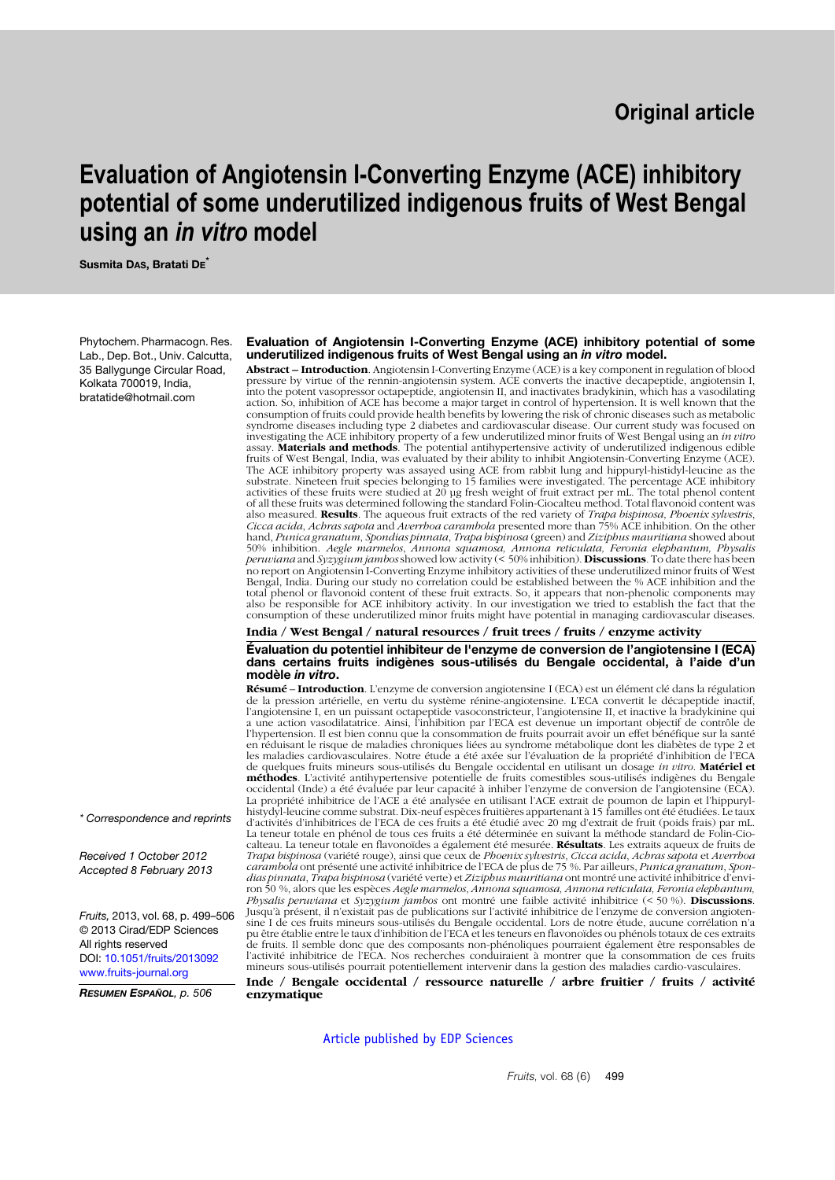Original article

# Evaluation of Angiotensin I-Converting Enzyme (ACE) inhibitory potential of some underutilized indigenous fruits of West Bengal using an *in vitro* model

**Susmita Das, Bratati De***

Phytochem. Pharmacogn. Res. Lab., Dep. Bot., Univ. Calcutta, 35 Ballygunge Circular Road, Kolkata 700019, India, bratatide@hotmail.com

\* Correspondence and reprints

Received 1 October 2012
Accepted 8 February 2013

*Fruits,* 2013, vol. 68, p. 499–506
© 2013 Cirad/EDP Sciences
All rights reserved
DOI: 10.1051/fruits/2013092
www.fruits-journal.org

***Resumen Español,** p. 506*

## Evaluation of Angiotensin I-Converting Enzyme (ACE) inhibitory potential of some underutilized indigenous fruits of West Bengal using an *in vitro* model.

**Abstract** – **Introduction**. Angiotensin I-Converting Enzyme (ACE) is a key component in regulation of blood pressure by virtue of the rennin-angiotensin system. ACE converts the inactive decapeptide, angiotensin I, into the potent vasopressor octapeptide, angiotensin II, and inactivates bradykinin, which has a vasodilating action. So, inhibition of ACE has become a major target in control of hypertension. It is well known that the consumption of fruits could provide health benefits by lowering the risk of chronic diseases such as metabolic syndrome diseases including type 2 diabetes and cardiovascular disease. Our current study was focused on investigating the ACE inhibitory property of a few underutilized minor fruits of West Bengal using an *in vitro* assay. **Materials and methods**. The potential antihypertensive activity of underutilized indigenous edible fruits of West Bengal, India, was evaluated by their ability to inhibit Angiotensin-Converting Enzyme (ACE). The ACE inhibitory property was assayed using ACE from rabbit lung and hippuryl-histidyl-leucine as the substrate. Nineteen fruit species belonging to 15 families were investigated. The percentage ACE inhibitory activities of these fruits were studied at 20 µg fresh weight of fruit extract per mL. The total phenol content of all these fruits was determined following the standard Folin-Ciocalteu method. Total flavonoid content was also measured. **Results**. The aqueous fruit extracts of the red variety of *Trapa bispinosa, Phoenix sylvestris, Cicca acida, Achras sapota* and *Averrhoa carambola* presented more than 75% ACE inhibition. On the other hand, *Punica granatum, Spondias pinnata, Trapa bispinosa* (green) and *Ziziphus mauritiana* showed about 50% inhibition. *Aegle marmelos, Annona squamosa, Annona reticulata, Feronia elephantum, Physalis peruviana* and *Syzygium jambos* showed low activity (< 50% inhibition). **Discussions**. To date there has been no report on Angiotensin I-Converting Enzyme inhibitory activities of these underutilized minor fruits of West Bengal, India. During our study no correlation could be established between the % ACE inhibition and the total phenol or flavonoid content of these fruit extracts. So, it appears that non-phenolic components may also be responsible for ACE inhibitory activity. In our investigation we tried to establish the fact that the consumption of these underutilized minor fruits might have potential in managing cardiovascular diseases.

**India / West Bengal / natural resources / fruit trees / fruits / enzyme activity**

## Évaluation du potentiel inhibiteur de l'enzyme de conversion de l'angiotensine I (ECA) dans certains fruits indigènes sous-utilisés du Bengale occidental, à l'aide d'un modèle *in vitro*.

**Résumé** – **Introduction**. L'enzyme de conversion angiotensine I (ECA) est un élément clé dans la régulation de la pression artérielle, en vertu du système rénine-angiotensine. L'ECA convertit le décapeptide inactif, l'angiotensine I, en un puissant octapeptide vasoconstricteur, l'angiotensine II, et inactive la bradykinine qui a une action vasodilatatrice. Ainsi, l'inhibition par l'ECA est devenue un important objectif de contrôle de l'hypertension. Il est bien connu que la consommation de fruits pourrait avoir un effet bénéfique sur la santé en réduisant le risque de maladies chroniques liées au syndrome métabolique dont les diabètes de type 2 et les maladies cardiovasculaires. Notre étude a été axée sur l'évaluation de la propriété d'inhibition de l'ECA de quelques fruits mineurs sous-utilisés du Bengale occidental en utilisant un dosage *in vitro*. **Matériel et méthodes**. L'activité antihypertensive potentielle de fruits comestibles sous-utilisés indigènes du Bengale occidental (Inde) a été évaluée par leur capacité à inhiber l'enzyme de conversion de l'angiotensine (ECA). La propriété inhibitrice de l'ACE a été analysée en utilisant l'ACE extrait de poumon de lapin et l'hippuryl-histydyl-leucine comme substrat. Dix-neuf espèces fruitières appartenant à 15 familles ont été étudiées. Le taux d'activités d'inhibitrices de l'ECA de ces fruits a été étudié avec 20 mg d'extrait de fruit (poids frais) par mL. La teneur totale en phénol de tous ces fruits a été déterminée en suivant la méthode standard de Folin-Ciocalteu. La teneur totale en flavonoïdes a également été mesurée. **Résultats**. Les extraits aqueux de fruits de *Trapa bispinosa* (variété rouge), ainsi que ceux de *Phoenix sylvestris, Cicca acida, Achras sapota* et *Averrhoa carambola* ont présenté une activité inhibitrice de l'ECA de plus de 75 %. Par ailleurs, *Punica granatum, Spondias pinnata, Trapa bispinosa* (variété verte) et *Ziziphus mauritiana* ont montré une activité inhibitrice d'environ 50 %, alors que les espèces *Aegle marmelos, Annona squamosa, Annona reticulata, Feronia elephantum, Physalis peruviana* et *Syzygium jambos* ont montré une faible activité inhibitrice (< 50 %). **Discussions**. Jusqu'à présent, il n'existait pas de publications sur l'activité inhibitrice de l'enzyme de conversion angiotensine I de ces fruits mineurs sous-utilisés du Bengale occidental. Lors de notre étude, aucune corrélation n'a pu être établie entre le taux d'inhibition de l'ECA et les teneurs en flavonoïdes ou phénols totaux de ces extraits de fruits. Il semble donc que des composants non-phénoliques pourraient également être responsables de l'activité inhibitrice de l'ECA. Nos recherches conduiraient à montrer que la consommation de ces fruits mineurs sous-utilisés pourrait potentiellement intervenir dans la gestion des maladies cardio-vasculaires.

**Inde / Bengale occidental / ressource naturelle / arbre fruitier / fruits / activité enzymatique**

Article published by EDP Sciences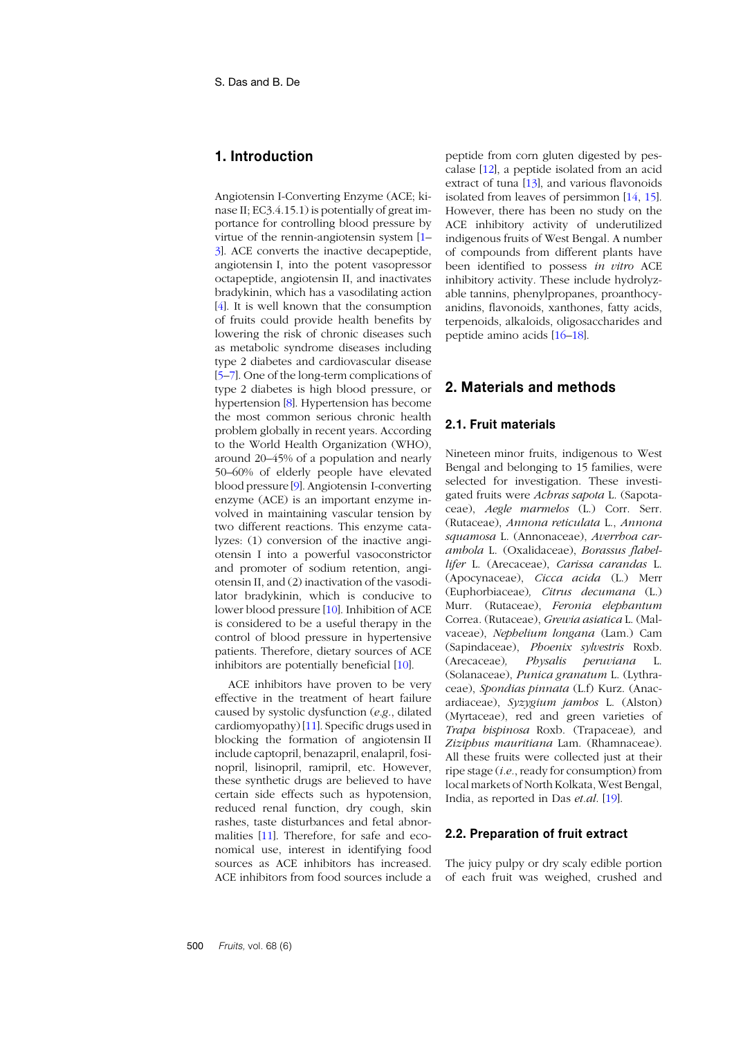## 1. Introduction

Angiotensin I-Converting Enzyme (ACE; kinase II; EC3.4.15.1) is potentially of great importance for controlling blood pressure by virtue of the rennin-angiotensin system [1–3]. ACE converts the inactive decapeptide, angiotensin I, into the potent vasopressor octapeptide, angiotensin II, and inactivates bradykinin, which has a vasodilating action [4]. It is well known that the consumption of fruits could provide health benefits by lowering the risk of chronic diseases such as metabolic syndrome diseases including type 2 diabetes and cardiovascular disease [5–7]. One of the long-term complications of type 2 diabetes is high blood pressure, or hypertension [8]. Hypertension has become the most common serious chronic health problem globally in recent years. According to the World Health Organization (WHO), around 20–45% of a population and nearly 50–60% of elderly people have elevated blood pressure [9]. Angiotensin I-converting enzyme (ACE) is an important enzyme involved in maintaining vascular tension by two different reactions. This enzyme catalyzes: (1) conversion of the inactive angiotensin I into a powerful vasoconstrictor and promoter of sodium retention, angiotensin II, and (2) inactivation of the vasodilator bradykinin, which is conducive to lower blood pressure [10]. Inhibition of ACE is considered to be a useful therapy in the control of blood pressure in hypertensive patients. Therefore, dietary sources of ACE inhibitors are potentially beneficial [10].

ACE inhibitors have proven to be very effective in the treatment of heart failure caused by systolic dysfunction (*e.g.*, dilated cardiomyopathy) [11]. Specific drugs used in blocking the formation of angiotensin II include captopril, benazapril, enalapril, fosinopril, lisinopril, ramipril, etc. However, these synthetic drugs are believed to have certain side effects such as hypotension, reduced renal function, dry cough, skin rashes, taste disturbances and fetal abnormalities [11]. Therefore, for safe and economical use, interest in identifying food sources as ACE inhibitors has increased. ACE inhibitors from food sources include a peptide from corn gluten digested by pescalase [12], a peptide isolated from an acid extract of tuna [13], and various flavonoids isolated from leaves of persimmon [14, 15]. However, there has been no study on the ACE inhibitory activity of underutilized indigenous fruits of West Bengal. A number of compounds from different plants have been identified to possess *in vitro* ACE inhibitory activity. These include hydrolyzable tannins, phenylpropanes, proanthocyanidins, flavonoids, xanthones, fatty acids, terpenoids, alkaloids, oligosaccharides and peptide amino acids [16–18].

## 2. Materials and methods

### 2.1. Fruit materials

Nineteen minor fruits, indigenous to West Bengal and belonging to 15 families, were selected for investigation. These investigated fruits were *Achras sapota* L. (Sapotaceae), *Aegle marmelos* (L.) Corr. Serr. (Rutaceae), *Annona reticulata* L., *Annona squamosa* L. (Annonaceae), *Averrhoa carambola* L. (Oxalidaceae), *Borassus flabellifer* L. (Arecaceae), *Carissa carandas* L. (Apocynaceae), *Cicca acida* (L.) Merr (Euphorbiaceae), *Citrus decumana* (L.) Murr. (Rutaceae), *Feronia elephantum* Correa. (Rutaceae), *Grewia asiatica* L. (Malvaceae), *Nephelium longana* (Lam.) Cam (Sapindaceae), *Phoenix sylvestris* Roxb. (Arecaceae), *Physalis peruviana* L. (Solanaceae), *Punica granatum* L. (Lythraceae), *Spondias pinnata* (L.f) Kurz. (Anacardiaceae), *Syzygium jambos* L. (Alston) (Myrtaceae), red and green varieties of *Trapa bispinosa* Roxb. (Trapaceae), and *Ziziphus mauritiana* Lam. (Rhamnaceae). All these fruits were collected just at their ripe stage (*i.e.*, ready for consumption) from local markets of North Kolkata, West Bengal, India, as reported in Das *et.al.* [19].

### 2.2. Preparation of fruit extract

The juicy pulpy or dry scaly edible portion of each fruit was weighed, crushed and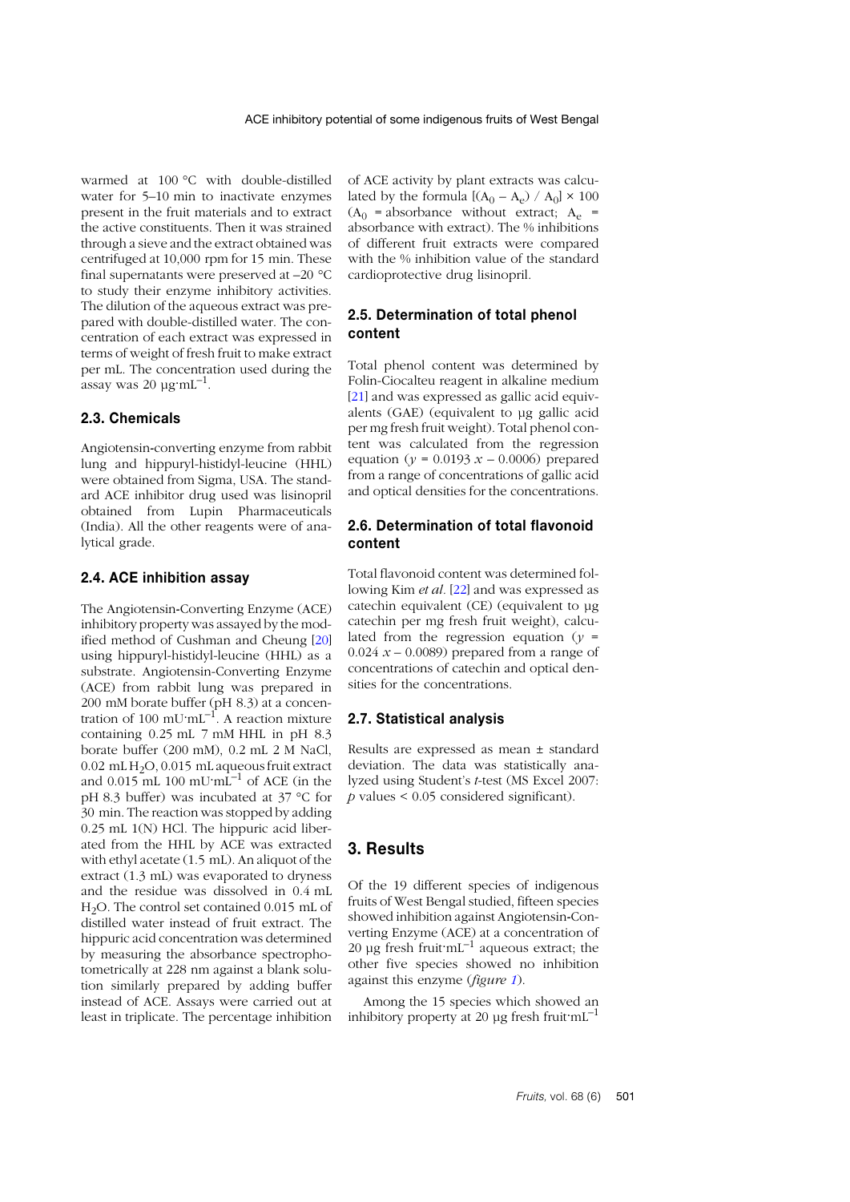warmed at 100 °C with double-distilled water for 5–10 min to inactivate enzymes present in the fruit materials and to extract the active constituents. Then it was strained through a sieve and the extract obtained was centrifuged at 10,000 rpm for 15 min. These final supernatants were preserved at –20 °C to study their enzyme inhibitory activities. The dilution of the aqueous extract was prepared with double-distilled water. The concentration of each extract was expressed in terms of weight of fresh fruit to make extract per mL. The concentration used during the assay was 20 $\mu g \cdot mL^{-1}$.

## 2.3. Chemicals

Angiotensin-converting enzyme from rabbit lung and hippuryl-histidyl-leucine (HHL) were obtained from Sigma, USA. The standard ACE inhibitor drug used was lisinopril obtained from Lupin Pharmaceuticals (India). All the other reagents were of analytical grade.

## 2.4. ACE inhibition assay

The Angiotensin-Converting Enzyme (ACE) inhibitory property was assayed by the modified method of Cushman and Cheung [20] using hippuryl-histidyl-leucine (HHL) as a substrate. Angiotensin-Converting Enzyme (ACE) from rabbit lung was prepared in 200 mM borate buffer (pH 8.3) at a concentration of 100 $mU \cdot mL^{-1}$. A reaction mixture containing 0.25 mL 7 mM HHL in pH 8.3 borate buffer (200 mM), 0.2 mL 2 M NaCl, 0.02 mL $H_2O$, 0.015 mL aqueous fruit extract and 0.015 mL 100 $mU \cdot mL^{-1}$ of ACE (in the pH 8.3 buffer) was incubated at 37 °C for 30 min. The reaction was stopped by adding 0.25 mL 1(N) HCl. The hippuric acid liberated from the HHL by ACE was extracted with ethyl acetate (1.5 mL). An aliquot of the extract (1.3 mL) was evaporated to dryness and the residue was dissolved in 0.4 mL $H_2O$. The control set contained 0.015 mL of distilled water instead of fruit extract. The hippuric acid concentration was determined by measuring the absorbance spectrophotometrically at 228 nm against a blank solution similarly prepared by adding buffer instead of ACE. Assays were carried out at least in triplicate. The percentage inhibition of ACE activity by plant extracts was calculated by the formula $[(A_0 - A_e) / A_0] \times 100$ ($A_0$ = absorbance without extract; $A_e$ = absorbance with extract). The % inhibitions of different fruit extracts were compared with the % inhibition value of the standard cardioprotective drug lisinopril.

## 2.5. Determination of total phenol content

Total phenol content was determined by Folin-Ciocalteu reagent in alkaline medium [21] and was expressed as gallic acid equivalents (GAE) (equivalent to µg gallic acid per mg fresh fruit weight). Total phenol content was calculated from the regression equation ($y = 0.0193\,x - 0.0006$) prepared from a range of concentrations of gallic acid and optical densities for the concentrations.

## 2.6. Determination of total flavonoid content

Total flavonoid content was determined following Kim *et al.* [22] and was expressed as catechin equivalent (CE) (equivalent to µg catechin per mg fresh fruit weight), calculated from the regression equation ($y = 0.024\,x - 0.0089$) prepared from a range of concentrations of catechin and optical densities for the concentrations.

## 2.7. Statistical analysis

Results are expressed as mean ± standard deviation. The data was statistically analyzed using Student's *t*-test (MS Excel 2007: $p$ values < 0.05 considered significant).

# 3. Results

Of the 19 different species of indigenous fruits of West Bengal studied, fifteen species showed inhibition against Angiotensin-Converting Enzyme (ACE) at a concentration of 20 µg fresh $fruit \cdot mL^{-1}$ aqueous extract; the other five species showed no inhibition against this enzyme (*figure 1*).

Among the 15 species which showed an inhibitory property at 20 µg fresh $fruit \cdot mL^{-1}$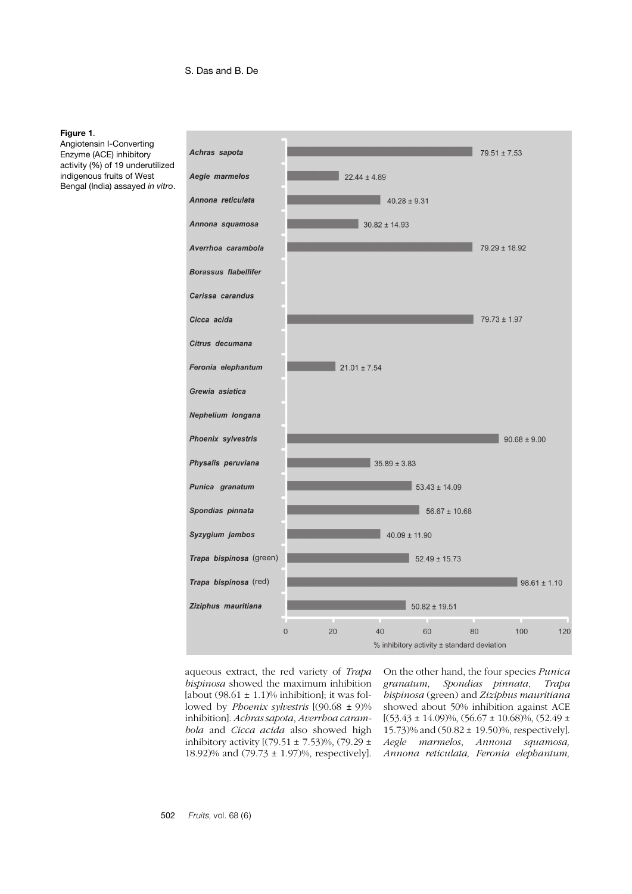**Figure 1.**
Angiotensin I-Converting Enzyme (ACE) inhibitory activity (%) of 19 underutilized indigenous fruits of West Bengal (India) assayed *in vitro*.

| Fruit | % inhibitory activity ± standard deviation |
|---|---|
| *Achras sapota* | 79.51 ± 7.53 |
| *Aegle marmelos* | 22.44 ± 4.89 |
| *Annona reticulata* | 40.28 ± 9.31 |
| *Annona squamosa* | 30.82 ± 14.93 |
| *Averrhoa carambola* | 79.29 ± 18.92 |
| *Borassus flabellifer* | |
| *Carissa carandus* | |
| *Cicca acida* | 79.73 ± 1.97 |
| *Citrus decumana* | |
| *Feronia elephantum* | 21.01 ± 7.54 |
| *Grewia asiatica* | |
| *Nephelium longana* | |
| *Phoenix sylvestris* | 90.68 ± 9.00 |
| *Physalis peruviana* | 35.89 ± 3.83 |
| *Punica granatum* | 53.43 ± 14.09 |
| *Spondias pinnata* | 56.67 ± 10.68 |
| *Syzygium jambos* | 40.09 ± 11.90 |
| *Trapa bispinosa* (green) | 52.49 ± 15.73 |
| *Trapa bispinosa* (red) | 98.61 ± 1.10 |
| *Ziziphus mauritiana* | 50.82 ± 19.51 |

aqueous extract, the red variety of *Trapa bispinosa* showed the maximum inhibition [about (98.61 ± 1.1)% inhibition]; it was followed by *Phoenix sylvestris* [(90.68 ± 9)% inhibition]. *Achras sapota*, *Averrhoa carambola* and *Cicca acida* also showed high inhibitory activity [(79.51 ± 7.53)%, (79.29 ± 18.92)% and (79.73 ± 1.97)%, respectively]. On the other hand, the four species *Punica granatum*, *Spondias pinnata*, *Trapa bispinosa* (green) and *Ziziphus mauritiana* showed about 50% inhibition against ACE [(53.43 ± 14.09)%, (56.67 ± 10.68)%, (52.49 ± 15.73)% and (50.82 ± 19.50)%, respectively]. *Aegle marmelos*, *Annona squamosa, Annona reticulata, Feronia elephantum,*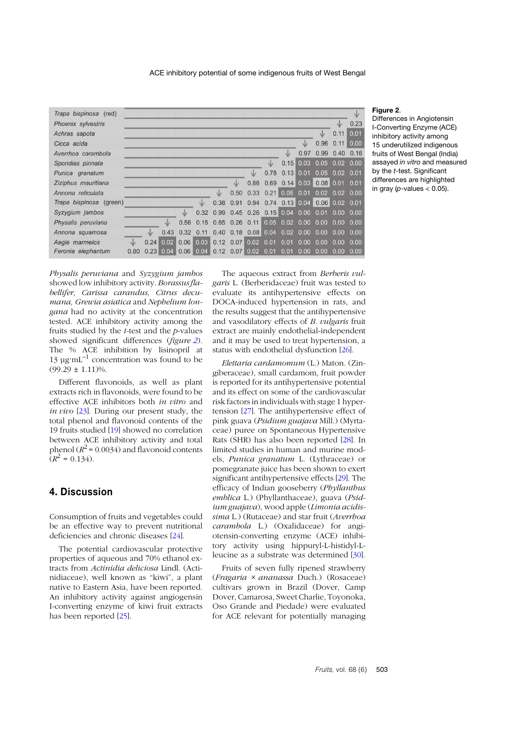| | | | | | | | | | | | | | | |
|---|---|---|---|---|---|---|---|---|---|---|---|---|---|---|
| *Trapa bispinosa* (red) | | | | | | | | | | | | | | ↓ |
| *Phoenix sylvestris* | | | | | | | | | | | | | ↓ | 0.23 |
| *Achras sapota* | | | | | | | | | | | | ↓ | 0.11 | 0.01 |
| *Cicca acida* | | | | | | | | | | | ↓ | 0.96 | 0.11 | 0.00 |
| *Averrhoa carambola* | | | | | | | | | | ↓ | 0.97 | 0.99 | 0.40 | 0.16 |
| *Spondias pinnata* | | | | | | | | | ↓ | 0.15 | 0.03 | 0.05 | 0.02 | 0.00 |
| *Punica granatum* | | | | | | | | ↓ | 0.78 | 0.13 | 0.01 | 0.05 | 0.02 | 0.01 |
| *Ziziphus mauritiana* | | | | | | | ↓ | 0.86 | 0.69 | 0.14 | 0.03 | 0.08 | 0.01 | 0.01 |
| *Annona reticulata* | | | | | | ↓ | 0.50 | 0.33 | 0.21 | 0.05 | 0.01 | 0.02 | 0.02 | 0.00 |
| *Trapa bispinosa* (green) | | | | | ↓ | 0.38 | 0.91 | 0.94 | 0.74 | 0.13 | 0.04 | 0.06 | 0.02 | 0.01 |
| *Syzygium jambos* | | | | ↓ | 0.32 | 0.99 | 0.45 | 0.26 | 0.15 | 0.04 | 0.00 | 0.01 | 0.00 | 0.00 |
| *Physalis peruviana* | | | ↓ | 0.56 | 0.15 | 0.65 | 0.26 | 0.11 | 0.05 | 0.02 | 0.00 | 0.00 | 0.00 | 0.00 |
| *Annona squamosa* | | ↓ | 0.43 | 0.32 | 0.11 | 0.40 | 0.18 | 0.08 | 0.04 | 0.02 | 0.00 | 0.00 | 0.00 | 0.00 |
| *Aegle marmelos* | ↓ | 0.24 | 0.02 | 0.06 | 0.03 | 0.12 | 0.07 | 0.02 | 0.01 | 0.01 | 0.00 | 0.00 | 0.00 | 0.00 |
| *Feronia elephantum* | 0.80 | 0.23 | 0.04 | 0.06 | 0.04 | 0.12 | 0.07 | 0.02 | 0.01 | 0.01 | 0.00 | 0.00 | 0.00 | 0.00 |

**Figure 2.**
Differences in Angiotensin I-Converting Enzyme (ACE) inhibitory activity among 15 underutilized indigenous fruits of West Bengal (India) assayed *in vitro* and measured by the *t*-test. Significant differences are highlighted in gray ($p$-values < 0.05).

*Physalis peruviana* and *Syzygium jambos* showed low inhibitory activity. *Borassus flabellifer, Carissa carandus, Citrus decumana, Grewia asiatica* and *Nephelium longana* had no activity at the concentration tested. ACE inhibitory activity among the fruits studied by the *t*-test and the *p*-values showed significant differences (*figure 2*). The % ACE inhibition by lisinopril at 13 $\mu g \cdot mL^{-1}$ concentration was found to be (99.29 ± 1.11)%.

Different flavonoids, as well as plant extracts rich in flavonoids, were found to be effective ACE inhibitors both *in vitro* and *in vivo* [23]. During our present study, the total phenol and flavonoid contents of the 19 fruits studied [19] showed no correlation between ACE inhibitory activity and total phenol ($R^2 = 0.0034$) and flavonoid contents ($R^2 = 0.134$).

## 4. Discussion

Consumption of fruits and vegetables could be an effective way to prevent nutritional deficiencies and chronic diseases [24].

The potential cardiovascular protective properties of aqueous and 70% ethanol extracts from *Actinidia deliciosa* Lindl. (Actinidiaceae), well known as "kiwi", a plant native to Eastern Asia, have been reported. An inhibitory activity against angiogensin I-converting enzyme of kiwi fruit extracts has been reported [25].

The aqueous extract from *Berberis vulgaris* L. (Berberidaceae) fruit was tested to evaluate its antihypertensive effects on DOCA-induced hypertension in rats, and the results suggest that the antihypertensive and vasodilatory effects of *B. vulgaris* fruit extract are mainly endothelial-independent and it may be used to treat hypertension, a status with endothelial dysfunction [26].

*Elettaria cardamomum* (L.) Maton. (Zingiberaceae), small cardamom, fruit powder is reported for its antihypertensive potential and its effect on some of the cardiovascular risk factors in individuals with stage 1 hypertension [27]. The antihypertensive effect of pink guava (*Psidium guajava* Mill.) (Myrtaceae) puree on Spontaneous Hypertensive Rats (SHR) has also been reported [28]. In limited studies in human and murine models, *Punica granatum* L. (Lythraceae) or pomegranate juice has been shown to exert significant antihypertensive effects [29]. The efficacy of Indian gooseberry (*Phyllanthus emblica* L.) (Phyllanthaceae), guava (*Psidium guajava*), wood apple (*Limonia acidissima* L.) (Rutaceae) and star fruit (*Averrhoa carambola* L.) (Oxalidaceae) for angiotensin-converting enzyme (ACE) inhibitory activity using hippuryl-L-histidyl-L-leucine as a substrate was determined [30].

Fruits of seven fully ripened strawberry (*Fragaria × ananassa* Duch.) (Rosaceae) cultivars grown in Brazil (Dover, Camp Dover, Camarosa, Sweet Charlie, Toyonoka, Oso Grande and Piedade) were evaluated for ACE relevant for potentially managing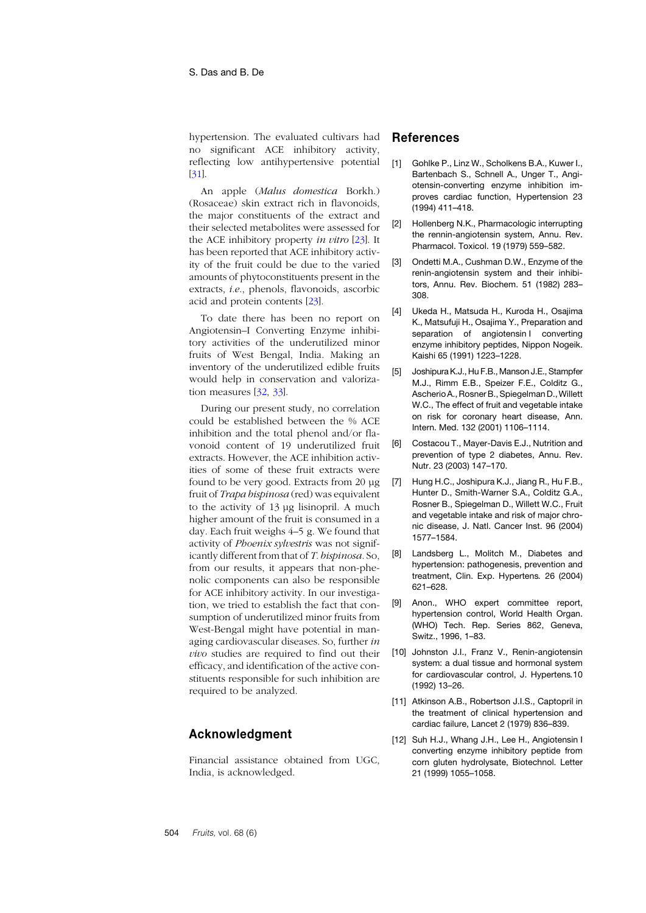hypertension. The evaluated cultivars had no significant ACE inhibitory activity, reflecting low antihypertensive potential [31].

An apple (*Malus domestica* Borkh.) (Rosaceae) skin extract rich in flavonoids, the major constituents of the extract and their selected metabolites were assessed for the ACE inhibitory property *in vitro* [23]. It has been reported that ACE inhibitory activity of the fruit could be due to the varied amounts of phytoconstituents present in the extracts, *i.e.*, phenols, flavonoids, ascorbic acid and protein contents [23].

To date there has been no report on Angiotensin–I Converting Enzyme inhibitory activities of the underutilized minor fruits of West Bengal, India. Making an inventory of the underutilized edible fruits would help in conservation and valorization measures [32, 33].

During our present study, no correlation could be established between the % ACE inhibition and the total phenol and/or flavonoid content of 19 underutilized fruit extracts. However, the ACE inhibition activities of some of these fruit extracts were found to be very good. Extracts from 20 µg fruit of *Trapa bispinosa* (red) was equivalent to the activity of 13 µg lisinopril. A much higher amount of the fruit is consumed in a day. Each fruit weighs 4–5 g. We found that activity of *Phoenix sylvestris* was not significantly different from that of *T. bispinosa*. So, from our results, it appears that non-phenolic components can also be responsible for ACE inhibitory activity. In our investigation, we tried to establish the fact that consumption of underutilized minor fruits from West-Bengal might have potential in managing cardiovascular diseases. So, further *in vivo* studies are required to find out their efficacy, and identification of the active constituents responsible for such inhibition are required to be analyzed.

## Acknowledgment

Financial assistance obtained from UGC, India, is acknowledged.

## References

[1] Gohlke P., Linz W., Scholkens B.A., Kuwer I., Bartenbach S., Schnell A., Unger T., Angiotensin-converting enzyme inhibition improves cardiac function, Hypertension 23 (1994) 411–418.

[2] Hollenberg N.K., Pharmacologic interrupting the rennin-angiotensin system, Annu. Rev. Pharmacol. Toxicol. 19 (1979) 559–582.

[3] Ondetti M.A., Cushman D.W., Enzyme of the renin-angiotensin system and their inhibitors, Annu. Rev. Biochem. 51 (1982) 283–308.

[4] Ukeda H., Matsuda H., Kuroda H., Osajima K., Matsufuji H., Osajima Y., Preparation and separation of angiotensin I converting enzyme inhibitory peptides, Nippon Nogeik. Kaishi 65 (1991) 1223–1228.

[5] Joshipura K.J., Hu F.B., Manson J.E., Stampfer M.J., Rimm E.B., Speizer F.E., Colditz G., Ascherio A., Rosner B., Spiegelman D., Willett W.C., The effect of fruit and vegetable intake on risk for coronary heart disease, Ann. Intern. Med. 132 (2001) 1106–1114.

[6] Costacou T., Mayer-Davis E.J., Nutrition and prevention of type 2 diabetes, Annu. Rev. Nutr. 23 (2003) 147–170.

[7] Hung H.C., Joshipura K.J., Jiang R., Hu F.B., Hunter D., Smith-Warner S.A., Colditz G.A., Rosner B., Spiegelman D., Willett W.C., Fruit and vegetable intake and risk of major chronic disease, J. Natl. Cancer Inst. 96 (2004) 1577–1584.

[8] Landsberg L., Molitch M., Diabetes and hypertension: pathogenesis, prevention and treatment, Clin. Exp. Hypertens. 26 (2004) 621–628.

[9] Anon., WHO expert committee report, hypertension control, World Health Organ. (WHO) Tech. Rep. Series 862, Geneva, Switz., 1996, 1–83.

[10] Johnston J.I., Franz V., Renin-angiotensin system: a dual tissue and hormonal system for cardiovascular control, J. Hypertens.10 (1992) 13–26.

[11] Atkinson A.B., Robertson J.I.S., Captopril in the treatment of clinical hypertension and cardiac failure, Lancet 2 (1979) 836–839.

[12] Suh H.J., Whang J.H., Lee H., Angiotensin I converting enzyme inhibitory peptide from corn gluten hydrolysate, Biotechnol. Letter 21 (1999) 1055–1058.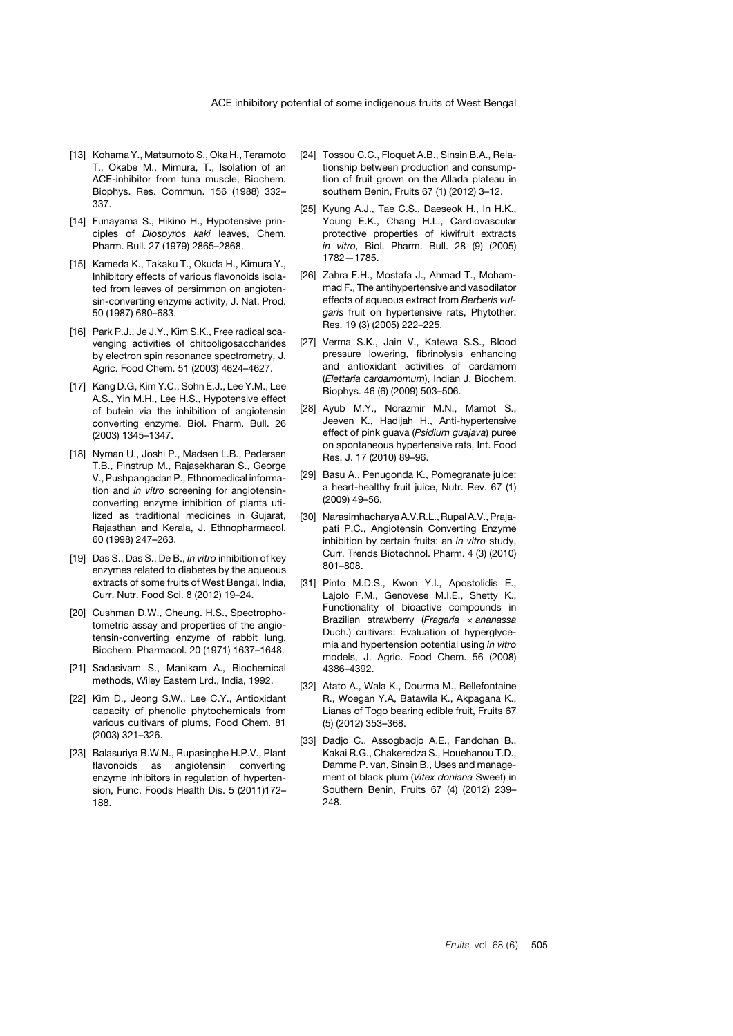[13] Kohama Y., Matsumoto S., Oka H., Teramoto T., Okabe M., Mimura, T., Isolation of an ACE-inhibitor from tuna muscle, Biochem. Biophys. Res. Commun. 156 (1988) 332–337.

[14] Funayama S., Hikino H., Hypotensive principles of *Diospyros kaki* leaves, Chem. Pharm. Bull. 27 (1979) 2865–2868.

[15] Kameda K., Takaku T., Okuda H., Kimura Y., Inhibitory effects of various flavonoids isolated from leaves of persimmon on angiotensin-converting enzyme activity, J. Nat. Prod. 50 (1987) 680–683.

[16] Park P.J., Je J.Y., Kim S.K., Free radical scavenging activities of chitooligosaccharides by electron spin resonance spectrometry, J. Agric. Food Chem. 51 (2003) 4624–4627.

[17] Kang D.G, Kim Y.C., Sohn E.J., Lee Y.M., Lee A.S., Yin M.H., Lee H.S., Hypotensive effect of butein via the inhibition of angiotensin converting enzyme, Biol. Pharm. Bull. 26 (2003) 1345–1347.

[18] Nyman U., Joshi P., Madsen L.B., Pedersen T.B., Pinstrup M., Rajasekharan S., George V., Pushpangadan P., Ethnomedical information and *in vitro* screening for angiotensin-converting enzyme inhibition of plants utilized as traditional medicines in Gujarat, Rajasthan and Kerala, J. Ethnopharmacol. 60 (1998) 247–263.

[19] Das S., Das S., De B., *In vitro* inhibition of key enzymes related to diabetes by the aqueous extracts of some fruits of West Bengal, India, Curr. Nutr. Food Sci. 8 (2012) 19–24.

[20] Cushman D.W., Cheung. H.S., Spectrophotometric assay and properties of the angiotensin-converting enzyme of rabbit lung, Biochem. Pharmacol. 20 (1971) 1637–1648.

[21] Sadasivam S., Manikam A., Biochemical methods, Wiley Eastern Lrd., India, 1992.

[22] Kim D., Jeong S.W., Lee C.Y., Antioxidant capacity of phenolic phytochemicals from various cultivars of plums, Food Chem. 81 (2003) 321–326.

[23] Balasuriya B.W.N., Rupasinghe H.P.V., Plant flavonoids as angiotensin converting enzyme inhibitors in regulation of hypertension, Func. Foods Health Dis. 5 (2011)172–188.

[24] Tossou C.C., Floquet A.B., Sinsin B.A., Relationship between production and consumption of fruit grown on the Allada plateau in southern Benin, Fruits 67 (1) (2012) 3–12.

[25] Kyung A.J., Tae C.S., Daeseok H., In H.K., Young E.K., Chang H.L., Cardiovascular protective properties of kiwifruit extracts *in vitro*, Biol. Pharm. Bull. 28 (9) (2005) 1782—1785.

[26] Zahra F.H., Mostafa J., Ahmad T., Mohammad F., The antihypertensive and vasodilator effects of aqueous extract from *Berberis vulgaris* fruit on hypertensive rats, Phytother. Res. 19 (3) (2005) 222–225.

[27] Verma S.K., Jain V., Katewa S.S., Blood pressure lowering, fibrinolysis enhancing and antioxidant activities of cardamom (*Elettaria cardamomum*), Indian J. Biochem. Biophys. 46 (6) (2009) 503–506.

[28] Ayub M.Y., Norazmir M.N., Mamot S., Jeeven K., Hadijah H., Anti-hypertensive effect of pink guava (*Psidium guajava*) puree on spontaneous hypertensive rats, Int. Food Res. J. 17 (2010) 89–96.

[29] Basu A., Penugonda K., Pomegranate juice: a heart-healthy fruit juice, Nutr. Rev. 67 (1) (2009) 49–56.

[30] Narasimhacharya A.V.R.L., Rupal A.V., Prajapati P.C., Angiotensin Converting Enzyme inhibition by certain fruits: an *in vitro* study, Curr. Trends Biotechnol. Pharm. 4 (3) (2010) 801–808.

[31] Pinto M.D.S., Kwon Y.I., Apostolidis E., Lajolo F.M., Genovese M.I.E., Shetty K., Functionality of bioactive compounds in Brazilian strawberry (*Fragaria × ananassa* Duch.) cultivars: Evaluation of hyperglycemia and hypertension potential using *in vitro* models, J. Agric. Food Chem. 56 (2008) 4386–4392.

[32] Atato A., Wala K., Dourma M., Bellefontaine R., Woegan Y.A, Batawila K., Akpagana K., Lianas of Togo bearing edible fruit, Fruits 67 (5) (2012) 353–368.

[33] Dadjo C., Assogbadjo A.E., Fandohan B., Kakai R.G., Chakeredza S., Houehanou T.D., Damme P. van, Sinsin B., Uses and management of black plum (*Vitex doniana* Sweet) in Southern Benin, Fruits 67 (4) (2012) 239–248.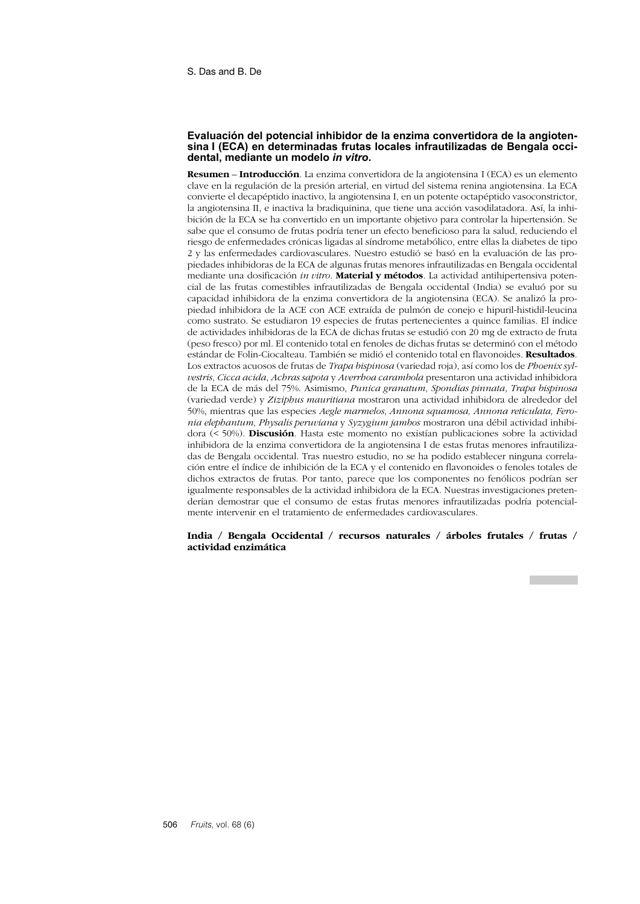### Evaluación del potencial inhibidor de la enzima convertidora de la angiotensina I (ECA) en determinadas frutas locales infrautilizadas de Bengala occidental, mediante un modelo *in vitro*.

**Resumen** – **Introducción**. La enzima convertidora de la angiotensina I (ECA) es un elemento clave en la regulación de la presión arterial, en virtud del sistema renina angiotensina. La ECA convierte el decapéptido inactivo, la angiotensina I, en un potente octapéptido vasoconstrictor, la angiotensina II, e inactiva la bradiquinina, que tiene una acción vasodilatadora. Así, la inhibición de la ECA se ha convertido en un importante objetivo para controlar la hipertensión. Se sabe que el consumo de frutas podría tener un efecto beneficioso para la salud, reduciendo el riesgo de enfermedades crónicas ligadas al síndrome metabólico, entre ellas la diabetes de tipo 2 y las enfermedades cardiovasculares. Nuestro estudió se basó en la evaluación de las propiedades inhibidoras de la ECA de algunas frutas menores infrautilizadas en Bengala occidental mediante una dosificación *in vitro*. **Material y métodos**. La actividad antihipertensiva potencial de las frutas comestibles infrautilizadas de Bengala occidental (India) se evaluó por su capacidad inhibidora de la enzima convertidora de la angiotensina (ECA). Se analizó la propiedad inhibidora de la ACE con ACE extraída de pulmón de conejo e hipuril-histidil-leucina como sustrato. Se estudiaron 19 especies de frutas pertenecientes a quince familias. El índice de actividades inhibidoras de la ECA de dichas frutas se estudió con 20 mg de extracto de fruta (peso fresco) por ml. El contenido total en fenoles de dichas frutas se determinó con el método estándar de Folin-Ciocalteau. También se midió el contenido total en flavonoides. **Resultados**. Los extractos acuosos de frutas de *Trapa bispinosa* (variedad roja), así como los de *Phoenix sylvestris*, *Cicca acida*, *Achras sapota* y *Averrhoa carambola* presentaron una actividad inhibidora de la ECA de más del 75%. Asimismo, *Punica granatum*, *Spondias pinnata*, *Trapa bispinosa* (variedad verde) y *Ziziphus mauritiana* mostraron una actividad inhibidora de alrededor del 50%, mientras que las especies *Aegle marmelos*, *Annona squamosa, Annona reticulata, Feronia elephantum, Physalis peruviana* y *Syzygium jambos* mostraron una débil actividad inhibidora (< 50%). **Discusión**. Hasta este momento no existían publicaciones sobre la actividad inhibidora de la enzima convertidora de la angiotensina I de estas frutas menores infrautilizadas de Bengala occidental. Tras nuestro estudio, no se ha podido establecer ninguna correlación entre el índice de inhibición de la ECA y el contenido en flavonoides o fenoles totales de dichos extractos de frutas. Por tanto, parece que los componentes no fenólicos podrían ser igualmente responsables de la actividad inhibidora de la ECA. Nuestras investigaciones pretenderían demostrar que el consumo de estas frutas menores infrautilizadas podría potencialmente intervenir en el tratamiento de enfermedades cardiovasculares.

**India / Bengala Occidental / recursos naturales / árboles frutales / frutas / actividad enzimática**